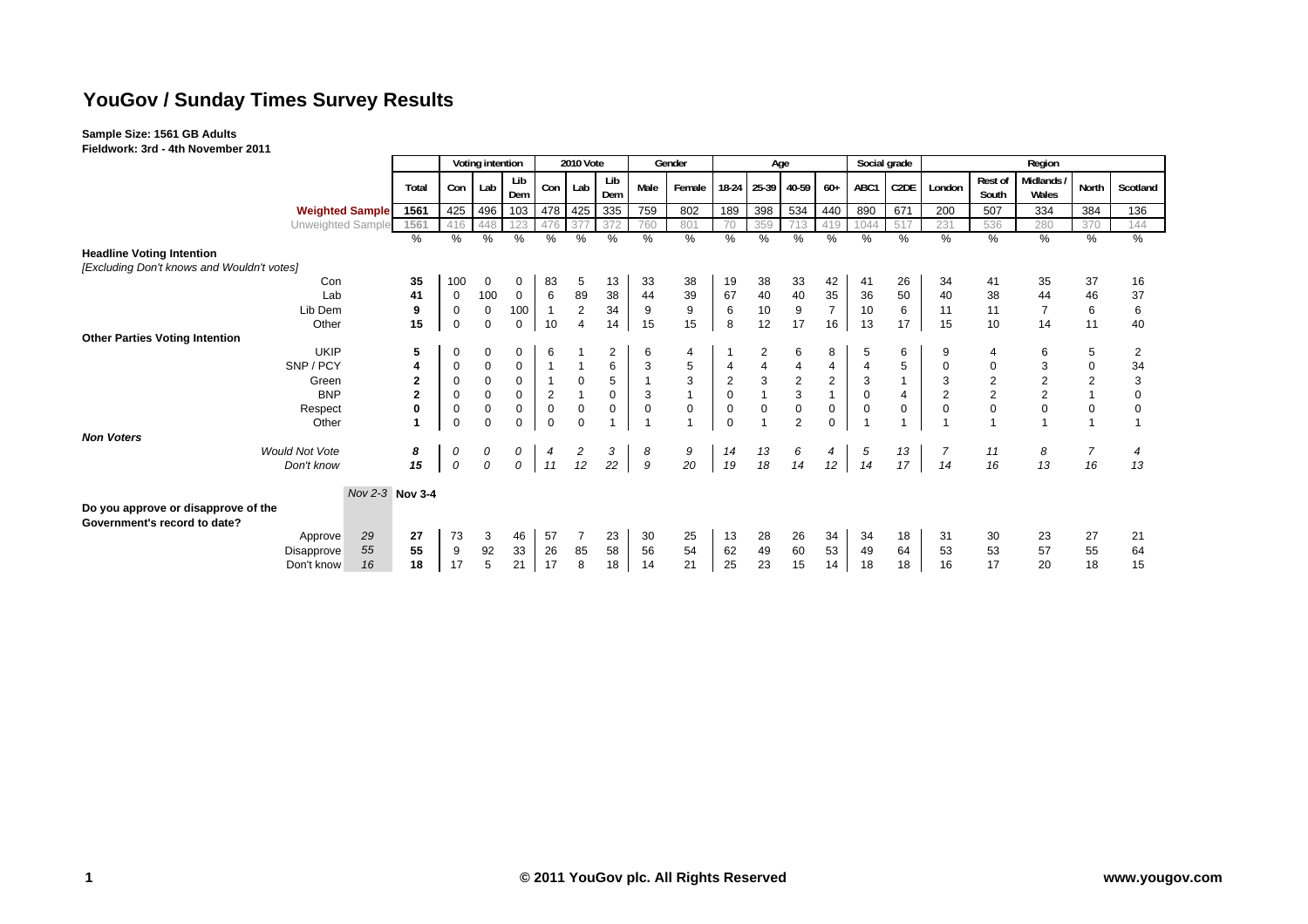# YouGov / Sunday Times Survey Results

**Sample Size: 1561 GB Adults**
**Fieldwork: 3rd - 4th November 2011**

| | | Total | Voting intention | | | 2010 Vote | | | Gender | | Age | | | | Social grade | | Region | | | | |
|---|---|---|---|---|---|---|---|---|---|---|---|---|---|---|---|---|---|---|---|---|---|
| | | | Con | Lab | Lib Dem | Con | Lab | Lib Dem | Male | Female | 18-24 | 25-39 | 40-59 | 60+ | ABC1 | C2DE | London | Rest of South | Midlands / Wales | North | Scotland |
| **Weighted Sample** | | 1561 | 425 | 496 | 103 | 478 | 425 | 335 | 759 | 802 | 189 | 398 | 534 | 440 | 890 | 671 | 200 | 507 | 334 | 384 | 136 |
| Unweighted Sample | | 1561 | 416 | 448 | 123 | 476 | 377 | 372 | 760 | 801 | 70 | 359 | 713 | 419 | 1044 | 517 | 231 | 536 | 280 | 370 | 144 |
| | | % | % | % | % | % | % | % | % | % | % | % | % | % | % | % | % | % | % | % | % |
| **Headline Voting Intention** | | | | | | | | | | | | | | | | | | | | | |
| *[Excluding Don't knows and Wouldn't votes]* | | | | | | | | | | | | | | | | | | | | | |
| Con | | **35** | 100 | 0 | 0 | 83 | 5 | 13 | 33 | 38 | 19 | 38 | 33 | 42 | 41 | 26 | 34 | 41 | 35 | 37 | 16 |
| Lab | | **41** | 0 | 100 | 0 | 6 | 89 | 38 | 44 | 39 | 67 | 40 | 40 | 35 | 36 | 50 | 40 | 38 | 44 | 46 | 37 |
| Lib Dem | | **9** | 0 | 0 | 100 | 1 | 2 | 34 | 9 | 9 | 6 | 10 | 9 | 7 | 10 | 6 | 11 | 11 | 7 | 6 | 6 |
| Other | | **15** | 0 | 0 | 0 | 10 | 4 | 14 | 15 | 15 | 8 | 12 | 17 | 16 | 13 | 17 | 15 | 10 | 14 | 11 | 40 |
| **Other Parties Voting Intention** | | | | | | | | | | | | | | | | | | | | | |
| UKIP | | **5** | 0 | 0 | 0 | 6 | 1 | 2 | 6 | 4 | 1 | 2 | 6 | 8 | 5 | 6 | 9 | 4 | 6 | 5 | 2 |
| SNP / PCY | | **4** | 0 | 0 | 0 | 1 | 1 | 6 | 3 | 5 | 4 | 4 | 4 | 4 | 4 | 5 | 0 | 0 | 3 | 0 | 34 |
| Green | | **2** | 0 | 0 | 0 | 1 | 0 | 5 | 1 | 3 | 2 | 3 | 2 | 2 | 3 | 1 | 3 | 2 | 2 | 2 | 3 |
| BNP | | **2** | 0 | 0 | 0 | 2 | 1 | 0 | 3 | 1 | 0 | 1 | 3 | 1 | 0 | 4 | 2 | 2 | 2 | 1 | 0 |
| Respect | | **0** | 0 | 0 | 0 | 0 | 0 | 0 | 0 | 0 | 0 | 0 | 0 | 0 | 0 | 0 | 0 | 0 | 0 | 0 | 0 |
| Other | | **1** | 0 | 0 | 0 | 0 | 0 | 1 | 1 | 1 | 0 | 1 | 2 | 0 | 1 | 1 | 1 | 1 | 1 | 1 | 1 |
| ***Non Voters*** | | | | | | | | | | | | | | | | | | | | | |
| *Would Not Vote* | | ***8*** | *0* | *0* | *0* | *4* | *2* | *3* | *8* | *9* | *14* | *13* | *6* | *4* | *5* | *13* | *7* | *11* | *8* | *7* | *4* |
| *Don't know* | | ***15*** | *0* | *0* | *0* | *11* | *12* | *22* | *9* | *20* | *19* | *18* | *14* | *12* | *14* | *17* | *14* | *16* | *13* | *16* | *13* |
| | *Nov 2-3* | **Nov 3-4** | | | | | | | | | | | | | | | | | | | |
| **Do you approve or disapprove of the Government's record to date?** | | | | | | | | | | | | | | | | | | | | | |
| Approve | *29* | **27** | 73 | 3 | 46 | 57 | 7 | 23 | 30 | 25 | 13 | 28 | 26 | 34 | 34 | 18 | 31 | 30 | 23 | 27 | 21 |
| Disapprove | *55* | **55** | 9 | 92 | 33 | 26 | 85 | 58 | 56 | 54 | 62 | 49 | 60 | 53 | 49 | 64 | 53 | 53 | 57 | 55 | 64 |
| Don't know | *16* | **18** | 17 | 5 | 21 | 17 | 8 | 18 | 14 | 21 | 25 | 23 | 15 | 14 | 18 | 18 | 16 | 17 | 20 | 18 | 15 |

**© 2011 YouGov plc. All Rights Reserved** www.yougov.com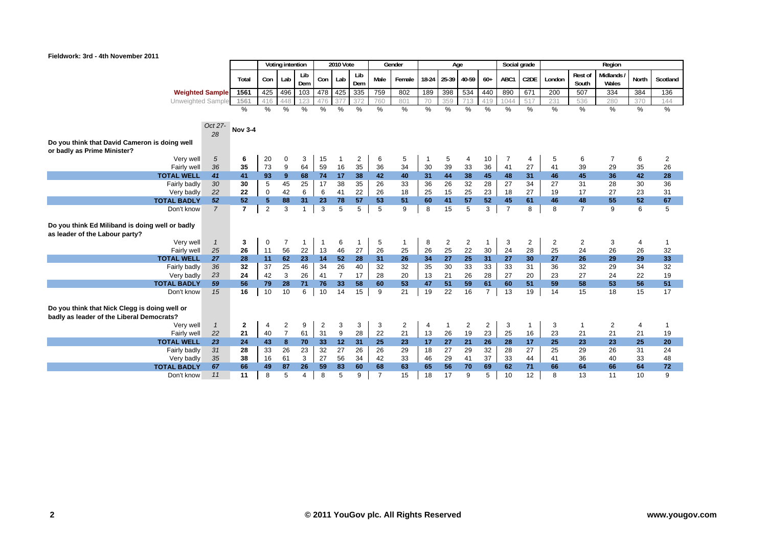**Fieldwork: 3rd - 4th November 2011**

| | Oct 27-28 | Total | Voting intention | | | 2010 Vote | | | Gender | | Age | | | | Social grade | | Region | | | | |
|---|---|---|---|---|---|---|---|---|---|---|---|---|---|---|---|---|---|---|---|---|---|
| | | | Con | Lab | Lib Dem | Con | Lab | Lib Dem | Male | Female | 18-24 | 25-39 | 40-59 | 60+ | ABC1 | C2DE | London | Rest of South | Midlands / Wales | North | Scotland |
| **Weighted Sample** | | 1561 | 425 | 496 | 103 | 478 | 425 | 335 | 759 | 802 | 189 | 398 | 534 | 440 | 890 | 671 | 200 | 507 | 334 | 384 | 136 |
| Unweighted Sample | | 1561 | 416 | 448 | 123 | 476 | 377 | 372 | 760 | 801 | 70 | 359 | 713 | 419 | 1044 | 517 | 231 | 536 | 280 | 370 | 144 |
| | | % | % | % | % | % | % | % | % | % | % | % | % | % | % | % | % | % | % | % | % |
| | Oct 27-28 | Nov 3-4 | | | | | | | | | | | | | | | | | | | |
| **Do you think that David Cameron is doing well or badly as Prime Minister?** | | | | | | | | | | | | | | | | | | | | | |
| Very well | 5 | 6 | 20 | 0 | 3 | 15 | 1 | 2 | 6 | 5 | 1 | 5 | 4 | 10 | 7 | 4 | 5 | 6 | 7 | 6 | 2 |
| Fairly well | 36 | 35 | 73 | 9 | 64 | 59 | 16 | 35 | 36 | 34 | 30 | 39 | 33 | 36 | 41 | 27 | 41 | 39 | 29 | 35 | 26 |
| **TOTAL WELL** | 41 | 41 | 93 | 9 | 68 | 74 | 17 | 38 | 42 | 40 | 31 | 44 | 38 | 45 | 48 | 31 | 46 | 45 | 36 | 42 | 28 |
| Fairly badly | 30 | 30 | 5 | 45 | 25 | 17 | 38 | 35 | 26 | 33 | 36 | 26 | 32 | 28 | 27 | 34 | 27 | 31 | 28 | 30 | 36 |
| Very badly | 22 | 22 | 0 | 42 | 6 | 6 | 41 | 22 | 26 | 18 | 25 | 15 | 25 | 23 | 18 | 27 | 19 | 17 | 27 | 23 | 31 |
| **TOTAL BADLY** | 52 | 52 | 5 | 88 | 31 | 23 | 78 | 57 | 53 | 51 | 60 | 41 | 57 | 52 | 45 | 61 | 46 | 48 | 55 | 52 | 67 |
| Don't know | 7 | 7 | 2 | 3 | 1 | 3 | 5 | 5 | 5 | 9 | 8 | 15 | 5 | 3 | 7 | 8 | 8 | 7 | 9 | 6 | 5 |
| **Do you think Ed Miliband is doing well or badly as leader of the Labour party?** | | | | | | | | | | | | | | | | | | | | | |
| Very well | 1 | 3 | 0 | 7 | 1 | 1 | 6 | 1 | 5 | 1 | 8 | 2 | 2 | 1 | 3 | 2 | 2 | 2 | 3 | 4 | 1 |
| Fairly well | 25 | 26 | 11 | 56 | 22 | 13 | 46 | 27 | 26 | 25 | 26 | 25 | 22 | 30 | 24 | 28 | 25 | 24 | 26 | 26 | 32 |
| **TOTAL WELL** | 27 | 28 | 11 | 62 | 23 | 14 | 52 | 28 | 31 | 26 | 34 | 27 | 25 | 31 | 27 | 30 | 27 | 26 | 29 | 29 | 33 |
| Fairly badly | 36 | 32 | 37 | 25 | 46 | 34 | 26 | 40 | 32 | 32 | 35 | 30 | 33 | 33 | 33 | 31 | 36 | 32 | 29 | 34 | 32 |
| Very badly | 23 | 24 | 42 | 3 | 26 | 41 | 7 | 17 | 28 | 20 | 13 | 21 | 26 | 28 | 27 | 20 | 23 | 27 | 24 | 22 | 19 |
| **TOTAL BADLY** | 59 | 56 | 79 | 28 | 71 | 76 | 33 | 58 | 60 | 53 | 47 | 51 | 59 | 61 | 60 | 51 | 59 | 58 | 53 | 56 | 51 |
| Don't know | 15 | 16 | 10 | 10 | 6 | 10 | 14 | 15 | 9 | 21 | 19 | 22 | 16 | 7 | 13 | 19 | 14 | 15 | 18 | 15 | 17 |
| **Do you think that Nick Clegg is doing well or badly as leader of the Liberal Democrats?** | | | | | | | | | | | | | | | | | | | | | |
| Very well | 1 | 2 | 4 | 2 | 9 | 2 | 3 | 3 | 3 | 2 | 4 | 1 | 2 | 2 | 3 | 1 | 3 | 1 | 2 | 4 | 1 |
| Fairly well | 22 | 21 | 40 | 7 | 61 | 31 | 9 | 28 | 22 | 21 | 13 | 26 | 19 | 23 | 25 | 16 | 23 | 21 | 21 | 21 | 19 |
| **TOTAL WELL** | 23 | 24 | 43 | 8 | 70 | 33 | 12 | 31 | 25 | 23 | 17 | 27 | 21 | 26 | 28 | 17 | 25 | 23 | 23 | 25 | 20 |
| Fairly badly | 31 | 28 | 33 | 26 | 23 | 32 | 27 | 26 | 26 | 29 | 18 | 27 | 29 | 32 | 28 | 27 | 25 | 29 | 26 | 31 | 24 |
| Very badly | 35 | 38 | 16 | 61 | 3 | 27 | 56 | 34 | 42 | 33 | 46 | 29 | 41 | 37 | 33 | 44 | 41 | 36 | 40 | 33 | 48 |
| **TOTAL BADLY** | 67 | 66 | 49 | 87 | 26 | 59 | 83 | 60 | 68 | 63 | 65 | 56 | 70 | 69 | 62 | 71 | 66 | 64 | 66 | 64 | 72 |
| Don't know | 11 | 11 | 8 | 5 | 4 | 8 | 5 | 9 | 7 | 15 | 18 | 17 | 9 | 5 | 10 | 12 | 8 | 13 | 11 | 10 | 9 |

© 2011 YouGov plc. All Rights Reserved

www.yougov.com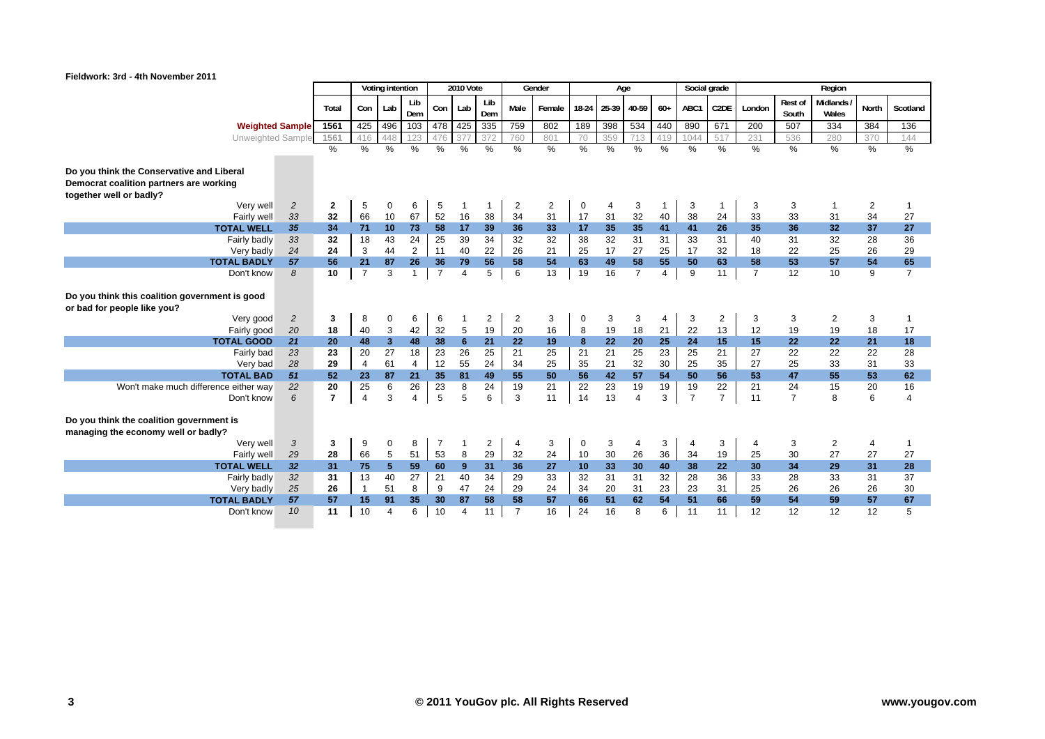Fieldwork: 3rd - 4th November 2011

| | | Total | Voting intention | | | 2010 Vote | | | Gender | | Age | | | | Social grade | | Region | | | | |
|---|---|---|---|---|---|---|---|---|---|---|---|---|---|---|---|---|---|---|---|---|---|
| | | | Con | Lab | Lib Dem | Con | Lab | Lib Dem | Male | Female | 18-24 | 25-39 | 40-59 | 60+ | ABC1 | C2DE | London | Rest of South | Midlands / Wales | North | Scotland |
| **Weighted Sample** | | 1561 | 425 | 496 | 103 | 478 | 425 | 335 | 759 | 802 | 189 | 398 | 534 | 440 | 890 | 671 | 200 | 507 | 334 | 384 | 136 |
| Unweighted Sample | | 1561 | 416 | 448 | 123 | 476 | 377 | 372 | 760 | 801 | 70 | 359 | 713 | 419 | 1044 | 517 | 231 | 536 | 280 | 370 | 144 |
| | | % | % | % | % | % | % | % | % | % | % | % | % | % | % | % | % | % | % | % | % |
| **Do you think the Conservative and Liberal Democrat coalition partners are working together well or badly?** | | | | | | | | | | | | | | | | | | | | | |
| Very well | *2* | **2** | 5 | 0 | 6 | 5 | 1 | 1 | 2 | 2 | 0 | 4 | 3 | 1 | 3 | 1 | 3 | 3 | 1 | 2 | 1 |
| Fairly well | *33* | **32** | 66 | 10 | 67 | 52 | 16 | 38 | 34 | 31 | 17 | 31 | 32 | 40 | 38 | 24 | 33 | 33 | 31 | 34 | 27 |
| **TOTAL WELL** | ***35*** | **34** | **71** | **10** | **73** | **58** | **17** | **39** | **36** | **33** | **17** | **35** | **35** | **41** | **41** | **26** | **35** | **36** | **32** | **37** | **27** |
| Fairly badly | *33* | **32** | 18 | 43 | 24 | 25 | 39 | 34 | 32 | 32 | 38 | 32 | 31 | 31 | 33 | 31 | 40 | 31 | 32 | 28 | 36 |
| Very badly | *24* | **24** | 3 | 44 | 2 | 11 | 40 | 22 | 26 | 21 | 25 | 17 | 27 | 25 | 17 | 32 | 18 | 22 | 25 | 26 | 29 |
| **TOTAL BADLY** | ***57*** | **56** | **21** | **87** | **26** | **36** | **79** | **56** | **58** | **54** | **63** | **49** | **58** | **55** | **50** | **63** | **58** | **53** | **57** | **54** | **65** |
| Don't know | *8* | **10** | 7 | 3 | 1 | 7 | 4 | 5 | 6 | 13 | 19 | 16 | 7 | 4 | 9 | 11 | 7 | 12 | 10 | 9 | 7 |
| **Do you think this coalition government is good or bad for people like you?** | | | | | | | | | | | | | | | | | | | | | |
| Very good | *2* | **3** | 8 | 0 | 6 | 6 | 1 | 2 | 2 | 3 | 0 | 3 | 3 | 4 | 3 | 2 | 3 | 3 | 2 | 3 | 1 |
| Fairly good | *20* | **18** | 40 | 3 | 42 | 32 | 5 | 19 | 20 | 16 | 8 | 19 | 18 | 21 | 22 | 13 | 12 | 19 | 19 | 18 | 17 |
| **TOTAL GOOD** | ***21*** | **20** | **48** | **3** | **48** | **38** | **6** | **21** | **22** | **19** | **8** | **22** | **20** | **25** | **24** | **15** | **15** | **22** | **22** | **21** | **18** |
| Fairly bad | *23* | **23** | 20 | 27 | 18 | 23 | 26 | 25 | 21 | 25 | 21 | 21 | 25 | 23 | 25 | 21 | 27 | 22 | 22 | 22 | 28 |
| Very bad | *28* | **29** | 4 | 61 | 4 | 12 | 55 | 24 | 34 | 25 | 35 | 21 | 32 | 30 | 25 | 35 | 27 | 25 | 33 | 31 | 33 |
| **TOTAL BAD** | ***51*** | **52** | **23** | **87** | **21** | **35** | **81** | **49** | **55** | **50** | **56** | **42** | **57** | **54** | **50** | **56** | **53** | **47** | **55** | **53** | **62** |
| Won't make much difference either way | *22* | **20** | 25 | 6 | 26 | 23 | 8 | 24 | 19 | 21 | 22 | 23 | 19 | 19 | 19 | 22 | 21 | 24 | 15 | 20 | 16 |
| Don't know | *6* | **7** | 4 | 3 | 4 | 5 | 5 | 6 | 3 | 11 | 14 | 13 | 4 | 3 | 7 | 7 | 11 | 7 | 8 | 6 | 4 |
| **Do you think the coalition government is managing the economy well or badly?** | | | | | | | | | | | | | | | | | | | | | |
| Very well | *3* | **3** | 9 | 0 | 8 | 7 | 1 | 2 | 4 | 3 | 0 | 3 | 4 | 3 | 4 | 3 | 4 | 3 | 2 | 4 | 1 |
| Fairly well | *29* | **28** | 66 | 5 | 51 | 53 | 8 | 29 | 32 | 24 | 10 | 30 | 26 | 36 | 34 | 19 | 25 | 30 | 27 | 27 | 27 |
| **TOTAL WELL** | ***32*** | **31** | **75** | **5** | **59** | **60** | **9** | **31** | **36** | **27** | **10** | **33** | **30** | **40** | **38** | **22** | **30** | **34** | **29** | **31** | **28** |
| Fairly badly | *32* | **31** | 13 | 40 | 27 | 21 | 40 | 34 | 29 | 33 | 32 | 31 | 31 | 32 | 28 | 36 | 33 | 28 | 33 | 31 | 37 |
| Very badly | *25* | **26** | 1 | 51 | 8 | 9 | 47 | 24 | 29 | 24 | 34 | 20 | 31 | 23 | 23 | 31 | 25 | 26 | 26 | 26 | 30 |
| **TOTAL BADLY** | ***57*** | **57** | **15** | **91** | **35** | **30** | **87** | **58** | **58** | **57** | **66** | **51** | **62** | **54** | **51** | **66** | **59** | **54** | **59** | **57** | **67** |
| Don't know | *10* | **11** | 10 | 4 | 6 | 10 | 4 | 11 | 7 | 16 | 24 | 16 | 8 | 6 | 11 | 11 | 12 | 12 | 12 | 12 | 5 |

© 2011 YouGov plc. All Rights Reserved www.yougov.com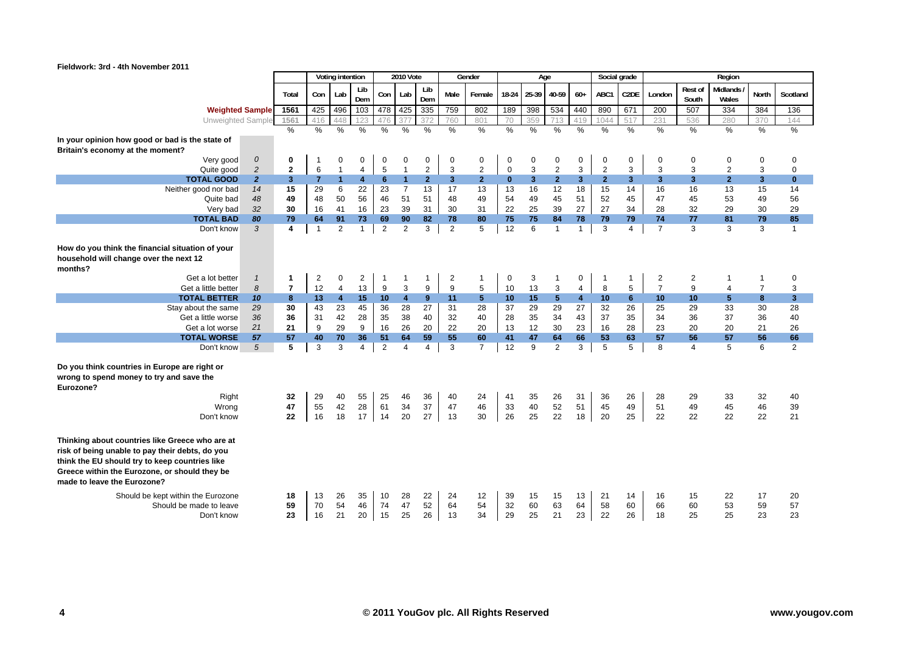Fieldwork: 3rd - 4th November 2011

| | | Total | Voting intention | | | 2010 Vote | | | Gender | | Age | | | | Social grade | | Region | | | | |
|---|---|---|---|---|---|---|---|---|---|---|---|---|---|---|---|---|---|---|---|---|---|
| | | | Con | Lab | Lib Dem | Con | Lab | Lib Dem | Male | Female | 18-24 | 25-39 | 40-59 | 60+ | ABC1 | C2DE | London | Rest of South | Midlands / Wales | North | Scotland |
| Weighted Sample | | 1561 | 425 | 496 | 103 | 478 | 425 | 335 | 759 | 802 | 189 | 398 | 534 | 440 | 890 | 671 | 200 | 507 | 334 | 384 | 136 |
| Unweighted Sample | | 1561 | 416 | 448 | 123 | 476 | 377 | 372 | 760 | 801 | 70 | 359 | 713 | 419 | 1044 | 517 | 231 | 536 | 280 | 370 | 144 |
| | | % | % | % | % | % | % | % | % | % | % | % | % | % | % | % | % | % | % | % | % |
| **In your opinion how good or bad is the state of Britain's economy at the moment?** | | | | | | | | | | | | | | | | | | | | | |
| Very good | *0* | 0 | 1 | 0 | 0 | 0 | 0 | 0 | 0 | 0 | 0 | 0 | 0 | 0 | 0 | 0 | 0 | 0 | 0 | 0 | 0 |
| Quite good | *2* | 2 | 6 | 1 | 4 | 5 | 1 | 2 | 3 | 2 | 0 | 3 | 2 | 3 | 2 | 3 | 3 | 3 | 2 | 3 | 0 |
| **TOTAL GOOD** | *2* | **3** | **7** | **1** | **4** | **6** | **1** | **2** | **3** | **2** | **0** | **3** | **2** | **3** | **2** | **3** | **3** | **3** | **2** | **3** | **0** |
| Neither good nor bad | *14* | 15 | 29 | 6 | 22 | 23 | 7 | 13 | 17 | 13 | 13 | 16 | 12 | 18 | 15 | 14 | 16 | 16 | 13 | 15 | 14 |
| Quite bad | *48* | 49 | 48 | 50 | 56 | 46 | 51 | 51 | 48 | 49 | 54 | 49 | 45 | 51 | 52 | 45 | 47 | 45 | 53 | 49 | 56 |
| Very bad | *32* | 30 | 16 | 41 | 16 | 23 | 39 | 31 | 30 | 31 | 22 | 25 | 39 | 27 | 27 | 34 | 28 | 32 | 29 | 30 | 29 |
| **TOTAL BAD** | *80* | **79** | **64** | **91** | **73** | **69** | **90** | **82** | **78** | **80** | **75** | **75** | **84** | **78** | **79** | **79** | **74** | **77** | **81** | **79** | **85** |
| Don't know | *3* | 4 | 1 | 2 | 1 | 2 | 2 | 3 | 2 | 5 | 12 | 6 | 1 | 1 | 3 | 4 | 7 | 3 | 3 | 3 | 1 |
| **How do you think the financial situation of your household will change over the next 12 months?** | | | | | | | | | | | | | | | | | | | | | |
| Get a lot better | *1* | 1 | 2 | 0 | 2 | 1 | 1 | 1 | 2 | 1 | 0 | 3 | 1 | 0 | 1 | 1 | 2 | 2 | 1 | 1 | 0 |
| Get a little better | *8* | 7 | 12 | 4 | 13 | 9 | 3 | 9 | 9 | 5 | 10 | 13 | 3 | 4 | 8 | 5 | 7 | 9 | 4 | 7 | 3 |
| **TOTAL BETTER** | *10* | **8** | **13** | **4** | **15** | **10** | **4** | **9** | **11** | **5** | **10** | **15** | **5** | **4** | **10** | **6** | **10** | **10** | **5** | **8** | **3** |
| Stay about the same | *29* | 30 | 43 | 23 | 45 | 36 | 28 | 27 | 31 | 28 | 37 | 29 | 29 | 27 | 32 | 26 | 25 | 29 | 33 | 30 | 28 |
| Get a little worse | *36* | 36 | 31 | 42 | 28 | 35 | 38 | 40 | 32 | 40 | 28 | 35 | 34 | 43 | 37 | 35 | 34 | 36 | 37 | 36 | 40 |
| Get a lot worse | *21* | 21 | 9 | 29 | 9 | 16 | 26 | 20 | 22 | 20 | 13 | 12 | 30 | 23 | 16 | 28 | 23 | 20 | 20 | 21 | 26 |
| **TOTAL WORSE** | *57* | **57** | **40** | **70** | **36** | **51** | **64** | **59** | **55** | **60** | **41** | **47** | **64** | **66** | **53** | **63** | **57** | **56** | **57** | **56** | **66** |
| Don't know | *5* | 5 | 3 | 3 | 4 | 2 | 4 | 4 | 3 | 7 | 12 | 9 | 2 | 3 | 5 | 5 | 8 | 4 | 5 | 6 | 2 |
| **Do you think countries in Europe are right or wrong to spend money to try and save the Eurozone?** | | | | | | | | | | | | | | | | | | | | | |
| Right | | 32 | 29 | 40 | 55 | 25 | 46 | 36 | 40 | 24 | 41 | 35 | 26 | 31 | 36 | 26 | 28 | 29 | 33 | 32 | 40 |
| Wrong | | 47 | 55 | 42 | 28 | 61 | 34 | 37 | 47 | 46 | 33 | 40 | 52 | 51 | 45 | 49 | 51 | 49 | 45 | 46 | 39 |
| Don't know | | 22 | 16 | 18 | 17 | 14 | 20 | 27 | 13 | 30 | 26 | 25 | 22 | 18 | 20 | 25 | 22 | 22 | 22 | 22 | 21 |
| **Thinking about countries like Greece who are at risk of being unable to pay their debts, do you think the EU should try to keep countries like Greece within the Eurozone, or should they be made to leave the Eurozone?** | | | | | | | | | | | | | | | | | | | | | |
| Should be kept within the Eurozone | | 18 | 13 | 26 | 35 | 10 | 28 | 22 | 24 | 12 | 39 | 15 | 15 | 13 | 21 | 14 | 16 | 15 | 22 | 17 | 20 |
| Should be made to leave | | 59 | 70 | 54 | 46 | 74 | 47 | 52 | 64 | 54 | 32 | 60 | 63 | 64 | 58 | 60 | 66 | 60 | 53 | 59 | 57 |
| Don't know | | 23 | 16 | 21 | 20 | 15 | 25 | 26 | 13 | 34 | 29 | 25 | 21 | 23 | 22 | 26 | 18 | 25 | 25 | 23 | 23 |

© 2011 YouGov plc. All Rights Reserved www.yougov.com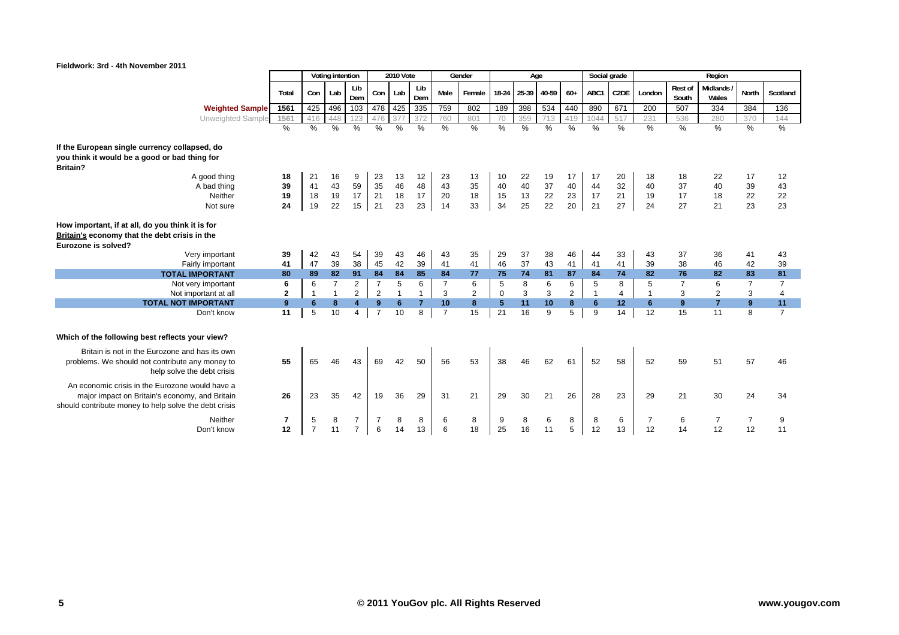**Fieldwork: 3rd - 4th November 2011**

| | Total | Voting intention | | | 2010 Vote | | | Gender | | Age | | | | Social grade | | Region | | | | |
|---|---|---|---|---|---|---|---|---|---|---|---|---|---|---|---|---|---|---|---|---|
| | | Con | Lab | Lib Dem | Con | Lab | Lib Dem | Male | Female | 18-24 | 25-39 | 40-59 | 60+ | ABC1 | C2DE | London | Rest of South | Midlands / Wales | North | Scotland |
| **Weighted Sample** | 1561 | 425 | 496 | 103 | 478 | 425 | 335 | 759 | 802 | 189 | 398 | 534 | 440 | 890 | 671 | 200 | 507 | 334 | 384 | 136 |
| Unweighted Sample | 1561 | 416 | 448 | 123 | 476 | 377 | 372 | 760 | 801 | 70 | 359 | 713 | 419 | 1044 | 517 | 231 | 536 | 280 | 370 | 144 |
| | % | % | % | % | % | % | % | % | % | % | % | % | % | % | % | % | % | % | % | % |
| **If the European single currency collapsed, do you think it would be a good or bad thing for Britain?** | | | | | | | | | | | | | | | | | | | | |
| A good thing | 18 | 21 | 16 | 9 | 23 | 13 | 12 | 23 | 13 | 10 | 22 | 19 | 17 | 17 | 20 | 18 | 18 | 22 | 17 | 12 |
| A bad thing | 39 | 41 | 43 | 59 | 35 | 46 | 48 | 43 | 35 | 40 | 40 | 37 | 40 | 44 | 32 | 40 | 37 | 40 | 39 | 43 |
| Neither | 19 | 18 | 19 | 17 | 21 | 18 | 17 | 20 | 18 | 15 | 13 | 22 | 23 | 17 | 21 | 19 | 17 | 18 | 22 | 22 |
| Not sure | 24 | 19 | 22 | 15 | 21 | 23 | 23 | 14 | 33 | 34 | 25 | 22 | 20 | 21 | 27 | 24 | 27 | 21 | 23 | 23 |
| **How important, if at all, do you think it is for Britain's economy that the debt crisis in the Eurozone is solved?** | | | | | | | | | | | | | | | | | | | | |
| Very important | 39 | 42 | 43 | 54 | 39 | 43 | 46 | 43 | 35 | 29 | 37 | 38 | 46 | 44 | 33 | 43 | 37 | 36 | 41 | 43 |
| Fairly important | 41 | 47 | 39 | 38 | 45 | 42 | 39 | 41 | 41 | 46 | 37 | 43 | 41 | 41 | 41 | 39 | 38 | 46 | 42 | 39 |
| **TOTAL IMPORTANT** | **80** | **89** | **82** | **91** | **84** | **84** | **85** | **84** | **77** | **75** | **74** | **81** | **87** | **84** | **74** | **82** | **76** | **82** | **83** | **81** |
| Not very important | 6 | 6 | 7 | 2 | 7 | 5 | 6 | 7 | 6 | 5 | 8 | 6 | 6 | 5 | 8 | 5 | 7 | 6 | 7 | 7 |
| Not important at all | 2 | 1 | 1 | 2 | 2 | 1 | 1 | 3 | 2 | 0 | 3 | 3 | 2 | 1 | 4 | 1 | 3 | 2 | 3 | 4 |
| **TOTAL NOT IMPORTANT** | **9** | **6** | **8** | **4** | **9** | **6** | **7** | **10** | **8** | **5** | **11** | **10** | **8** | **6** | **12** | **6** | **9** | **7** | **9** | **11** |
| Don't know | 11 | 5 | 10 | 4 | 7 | 10 | 8 | 7 | 15 | 21 | 16 | 9 | 5 | 9 | 14 | 12 | 15 | 11 | 8 | 7 |
| **Which of the following best reflects your view?** | | | | | | | | | | | | | | | | | | | | |
| Britain is not in the Eurozone and has its own problems. We should not contribute any money to help solve the debt crisis | 55 | 65 | 46 | 43 | 69 | 42 | 50 | 56 | 53 | 38 | 46 | 62 | 61 | 52 | 58 | 52 | 59 | 51 | 57 | 46 |
| An economic crisis in the Eurozone would have a major impact on Britain's economy, and Britain should contribute money to help solve the debt crisis | 26 | 23 | 35 | 42 | 19 | 36 | 29 | 31 | 21 | 29 | 30 | 21 | 26 | 28 | 23 | 29 | 21 | 30 | 24 | 34 |
| Neither | 7 | 5 | 8 | 7 | 7 | 8 | 8 | 6 | 8 | 9 | 8 | 6 | 8 | 8 | 6 | 7 | 6 | 7 | 7 | 9 |
| Don't know | 12 | 7 | 11 | 7 | 6 | 14 | 13 | 6 | 18 | 25 | 16 | 11 | 5 | 12 | 13 | 12 | 14 | 12 | 12 | 11 |

© 2011 YouGov plc. All Rights Reserved

www.yougov.com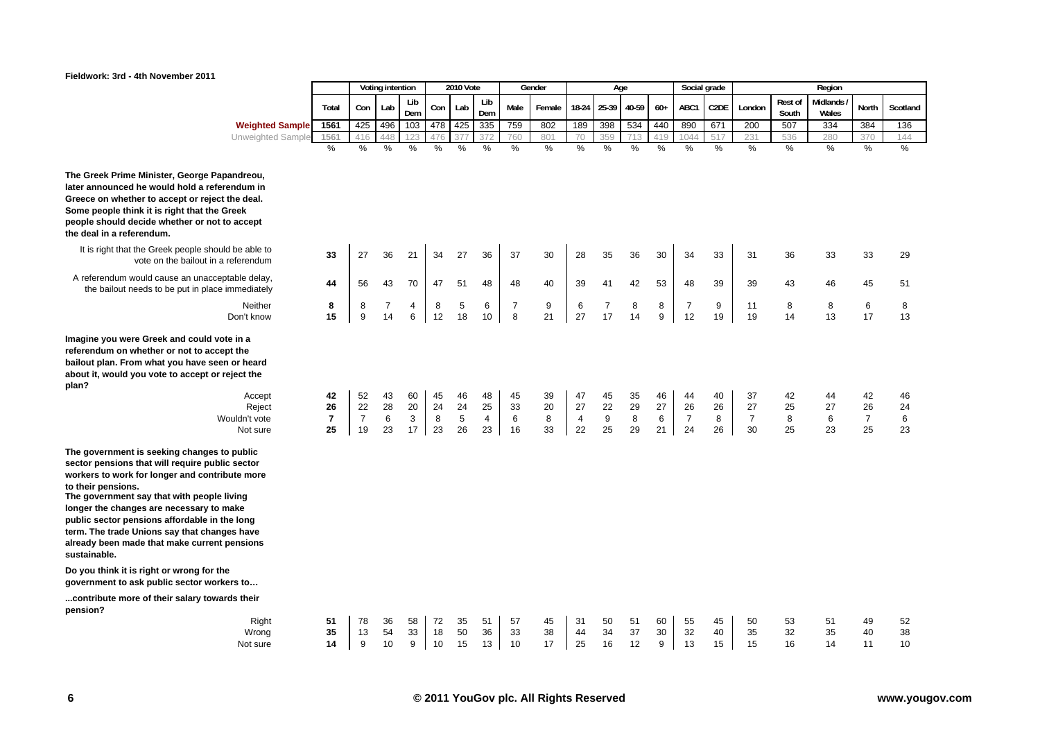Fieldwork: 3rd - 4th November 2011

| | Total | Voting intention | | | 2010 Vote | | | Gender | | Age | | | | Social grade | | Region | | | | |
|---|---|---|---|---|---|---|---|---|---|---|---|---|---|---|---|---|---|---|---|---|
| | | Con | Lab | Lib Dem | Con | Lab | Lib Dem | Male | Female | 18-24 | 25-39 | 40-59 | 60+ | ABC1 | C2DE | London | Rest of South | Midlands / Wales | North | Scotland |
| **Weighted Sample** | 1561 | 425 | 496 | 103 | 478 | 425 | 335 | 759 | 802 | 189 | 398 | 534 | 440 | 890 | 671 | 200 | 507 | 334 | 384 | 136 |
| Unweighted Sample | 1561 | 416 | 448 | 123 | 476 | 377 | 372 | 760 | 801 | 70 | 359 | 713 | 419 | 1044 | 517 | 231 | 536 | 280 | 370 | 144 |
| | % | % | % | % | % | % | % | % | % | % | % | % | % | % | % | % | % | % | % | % |
| **The Greek Prime Minister, George Papandreou, later announced he would hold a referendum in Greece on whether to accept or reject the deal. Some people think it is right that the Greek people should decide whether or not to accept the deal in a referendum.** | | | | | | | | | | | | | | | | | | | | |
| It is right that the Greek people should be able to vote on the bailout in a referendum | 33 | 27 | 36 | 21 | 34 | 27 | 36 | 37 | 30 | 28 | 35 | 36 | 30 | 34 | 33 | 31 | 36 | 33 | 33 | 29 |
| A referendum would cause an unacceptable delay, the bailout needs to be put in place immediately | 44 | 56 | 43 | 70 | 47 | 51 | 48 | 48 | 40 | 39 | 41 | 42 | 53 | 48 | 39 | 39 | 43 | 46 | 45 | 51 |
| Neither | 8 | 8 | 7 | 4 | 8 | 5 | 6 | 7 | 9 | 6 | 7 | 8 | 8 | 7 | 9 | 11 | 8 | 8 | 6 | 8 |
| Don't know | 15 | 9 | 14 | 6 | 12 | 18 | 10 | 8 | 21 | 27 | 17 | 14 | 9 | 12 | 19 | 19 | 14 | 13 | 17 | 13 |
| **Imagine you were Greek and could vote in a referendum on whether or not to accept the bailout plan. From what you have seen or heard about it, would you vote to accept or reject the plan?** | | | | | | | | | | | | | | | | | | | | |
| Accept | 42 | 52 | 43 | 60 | 45 | 46 | 48 | 45 | 39 | 47 | 45 | 35 | 46 | 44 | 40 | 37 | 42 | 44 | 42 | 46 |
| Reject | 26 | 22 | 28 | 20 | 24 | 24 | 25 | 33 | 20 | 27 | 22 | 29 | 27 | 26 | 26 | 27 | 25 | 27 | 26 | 24 |
| Wouldn't vote | 7 | 7 | 6 | 3 | 8 | 5 | 4 | 6 | 8 | 4 | 9 | 8 | 6 | 7 | 8 | 7 | 8 | 6 | 7 | 6 |
| Not sure | 25 | 19 | 23 | 17 | 23 | 26 | 23 | 16 | 33 | 22 | 25 | 29 | 21 | 24 | 26 | 30 | 25 | 23 | 25 | 23 |
| **The government is seeking changes to public sector pensions that will require public sector workers to work for longer and contribute more to their pensions. The government say that with people living longer the changes are necessary to make public sector pensions affordable in the long term. The trade Unions say that changes have already been made that make current pensions sustainable. Do you think it is right or wrong for the government to ask public sector workers to… ...contribute more of their salary towards their pension?** | | | | | | | | | | | | | | | | | | | | |
| Right | 51 | 78 | 36 | 58 | 72 | 35 | 51 | 57 | 45 | 31 | 50 | 51 | 60 | 55 | 45 | 50 | 53 | 51 | 49 | 52 |
| Wrong | 35 | 13 | 54 | 33 | 18 | 50 | 36 | 33 | 38 | 44 | 34 | 37 | 30 | 32 | 40 | 35 | 32 | 35 | 40 | 38 |
| Not sure | 14 | 9 | 10 | 9 | 10 | 15 | 13 | 10 | 17 | 25 | 16 | 12 | 9 | 13 | 15 | 15 | 16 | 14 | 11 | 10 |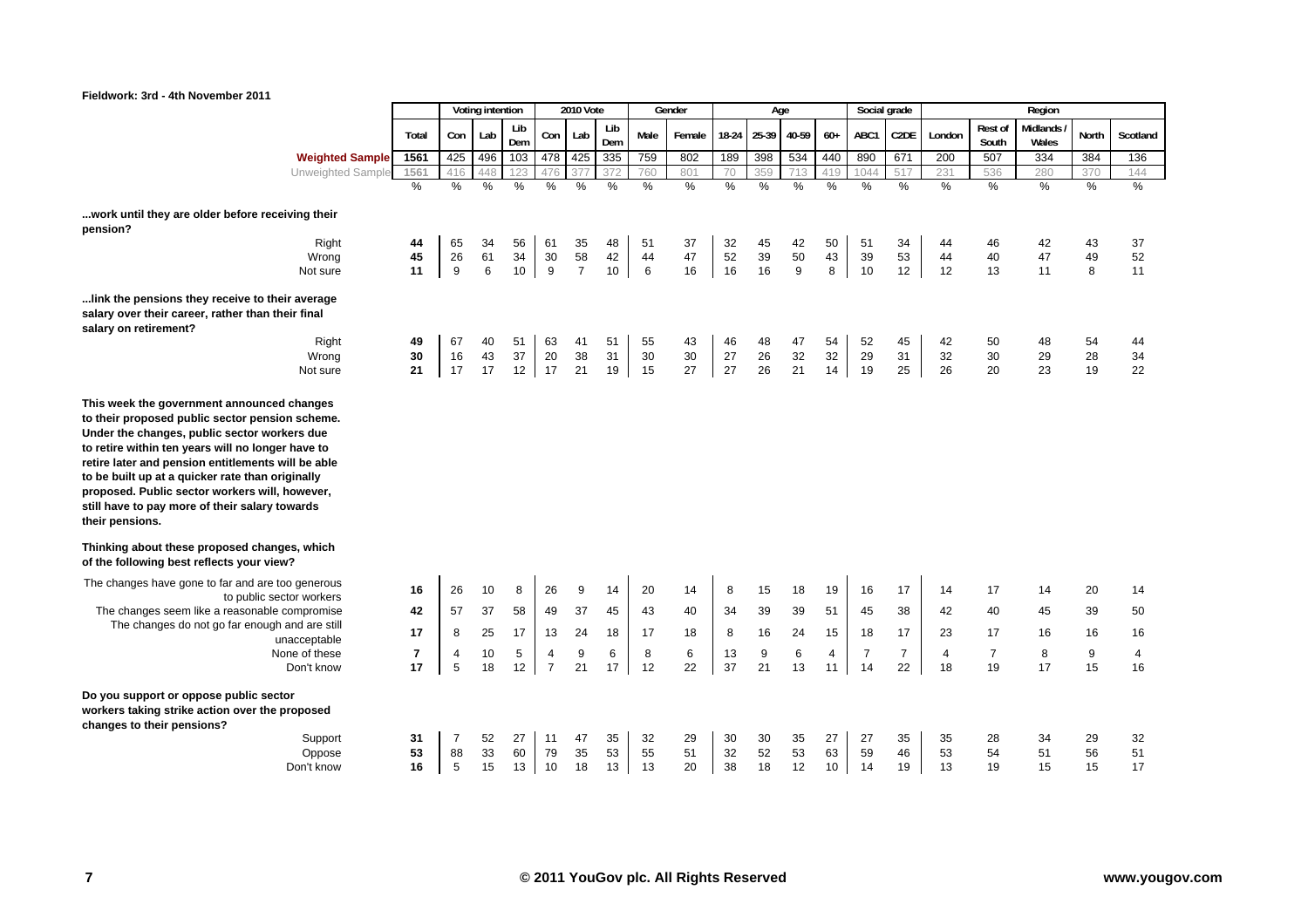Fieldwork: 3rd - 4th November 2011

| | Total | Voting intention | | | 2010 Vote | | | Gender | | Age | | | | Social grade | | Region | | | | |
|---|---|---|---|---|---|---|---|---|---|---|---|---|---|---|---|---|---|---|---|---|
| | | Con | Lab | Lib Dem | Con | Lab | Lib Dem | Male | Female | 18-24 | 25-39 | 40-59 | 60+ | ABC1 | C2DE | London | Rest of South | Midlands / Wales | North | Scotland |
| **Weighted Sample** | 1561 | 425 | 496 | 103 | 478 | 425 | 335 | 759 | 802 | 189 | 398 | 534 | 440 | 890 | 671 | 200 | 507 | 334 | 384 | 136 |
| Unweighted Sample | 1561 | 416 | 448 | 123 | 476 | 377 | 372 | 760 | 801 | 70 | 359 | 713 | 419 | 1044 | 517 | 231 | 536 | 280 | 370 | 144 |
| | % | % | % | % | % | % | % | % | % | % | % | % | % | % | % | % | % | % | % | % |
| **...work until they are older before receiving their pension?** | | | | | | | | | | | | | | | | | | | | |
| Right | 44 | 65 | 34 | 56 | 61 | 35 | 48 | 51 | 37 | 32 | 45 | 42 | 50 | 51 | 34 | 44 | 46 | 42 | 43 | 37 |
| Wrong | 45 | 26 | 61 | 34 | 30 | 58 | 42 | 44 | 47 | 52 | 39 | 50 | 43 | 39 | 53 | 44 | 40 | 47 | 49 | 52 |
| Not sure | 11 | 9 | 6 | 10 | 9 | 7 | 10 | 6 | 16 | 16 | 16 | 9 | 8 | 10 | 12 | 12 | 13 | 11 | 8 | 11 |
| **...link the pensions they receive to their average salary over their career, rather than their final salary on retirement?** | | | | | | | | | | | | | | | | | | | | |
| Right | 49 | 67 | 40 | 51 | 63 | 41 | 51 | 55 | 43 | 46 | 48 | 47 | 54 | 52 | 45 | 42 | 50 | 48 | 54 | 44 |
| Wrong | 30 | 16 | 43 | 37 | 20 | 38 | 31 | 30 | 30 | 27 | 26 | 32 | 32 | 29 | 31 | 32 | 30 | 29 | 28 | 34 |
| Not sure | 21 | 17 | 17 | 12 | 17 | 21 | 19 | 15 | 27 | 27 | 26 | 21 | 14 | 19 | 25 | 26 | 20 | 23 | 19 | 22 |
| **This week the government announced changes to their proposed public sector pension scheme. Under the changes, public sector workers due to retire within ten years will no longer have to retire later and pension entitlements will be able to be built up at a quicker rate than originally proposed. Public sector workers will, however, still have to pay more of their salary towards their pensions.** | | | | | | | | | | | | | | | | | | | | |
| **Thinking about these proposed changes, which of the following best reflects your view?** | | | | | | | | | | | | | | | | | | | | |
| The changes have gone to far and are too generous to public sector workers | 16 | 26 | 10 | 8 | 26 | 9 | 14 | 20 | 14 | 8 | 15 | 18 | 19 | 16 | 17 | 14 | 17 | 14 | 20 | 14 |
| The changes seem like a reasonable compromise | 42 | 57 | 37 | 58 | 49 | 37 | 45 | 43 | 40 | 34 | 39 | 39 | 51 | 45 | 38 | 42 | 40 | 45 | 39 | 50 |
| The changes do not go far enough and are still unacceptable | 17 | 8 | 25 | 17 | 13 | 24 | 18 | 17 | 18 | 8 | 16 | 24 | 15 | 18 | 17 | 23 | 17 | 16 | 16 | 16 |
| None of these | 7 | 4 | 10 | 5 | 4 | 9 | 6 | 8 | 6 | 13 | 9 | 6 | 4 | 7 | 7 | 4 | 7 | 8 | 9 | 4 |
| Don't know | 17 | 5 | 18 | 12 | 7 | 21 | 17 | 12 | 22 | 37 | 21 | 13 | 11 | 14 | 22 | 18 | 19 | 17 | 15 | 16 |
| **Do you support or oppose public sector workers taking strike action over the proposed changes to their pensions?** | | | | | | | | | | | | | | | | | | | | |
| Support | 31 | 7 | 52 | 27 | 11 | 47 | 35 | 32 | 29 | 30 | 30 | 35 | 27 | 27 | 35 | 35 | 28 | 34 | 29 | 32 |
| Oppose | 53 | 88 | 33 | 60 | 79 | 35 | 53 | 55 | 51 | 32 | 52 | 53 | 63 | 59 | 46 | 53 | 54 | 51 | 56 | 51 |
| Don't know | 16 | 5 | 15 | 13 | 10 | 18 | 13 | 13 | 20 | 38 | 18 | 12 | 10 | 14 | 19 | 13 | 19 | 15 | 15 | 17 |

© 2011 YouGov plc. All Rights Reserved www.yougov.com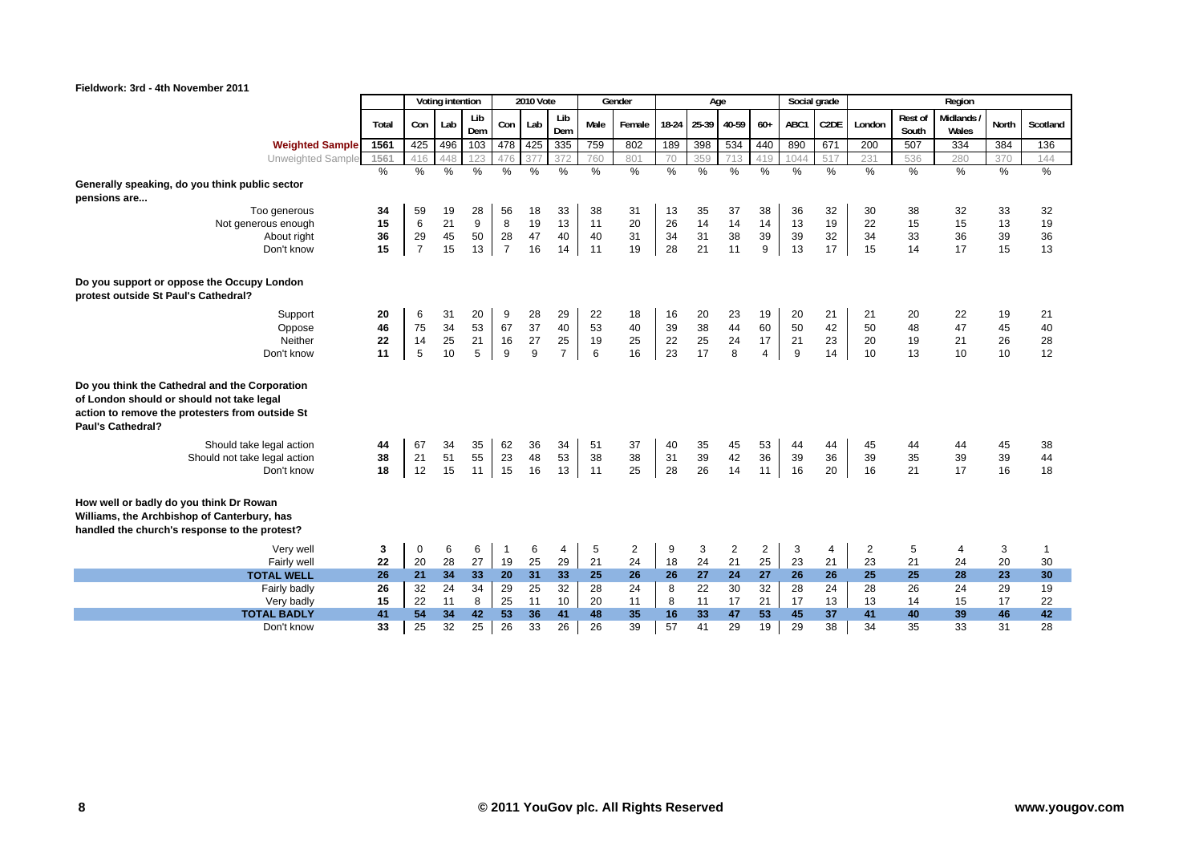Fieldwork: 3rd - 4th November 2011

| | Total | Voting intention | | | 2010 Vote | | | Gender | | Age | | | | Social grade | | Region | | | | |
|---|---|---|---|---|---|---|---|---|---|---|---|---|---|---|---|---|---|---|---|---|
| | | Con | Lab | Lib Dem | Con | Lab | Lib Dem | Male | Female | 18-24 | 25-39 | 40-59 | 60+ | ABC1 | C2DE | London | Rest of South | Midlands / Wales | North | Scotland |
| **Weighted Sample** | 1561 | 425 | 496 | 103 | 478 | 425 | 335 | 759 | 802 | 189 | 398 | 534 | 440 | 890 | 671 | 200 | 507 | 334 | 384 | 136 |
| Unweighted Sample | 1561 | 416 | 448 | 123 | 476 | 377 | 372 | 760 | 801 | 70 | 359 | 713 | 419 | 1044 | 517 | 231 | 536 | 280 | 370 | 144 |
| | % | % | % | % | % | % | % | % | % | % | % | % | % | % | % | % | % | % | % | % |
| **Generally speaking, do you think public sector pensions are...** | | | | | | | | | | | | | | | | | | | | |
| Too generous | 34 | 59 | 19 | 28 | 56 | 18 | 33 | 38 | 31 | 13 | 35 | 37 | 38 | 36 | 32 | 30 | 38 | 32 | 33 | 32 |
| Not generous enough | 15 | 6 | 21 | 9 | 8 | 19 | 13 | 11 | 20 | 26 | 14 | 14 | 14 | 13 | 19 | 22 | 15 | 15 | 13 | 19 |
| About right | 36 | 29 | 45 | 50 | 28 | 47 | 40 | 40 | 31 | 34 | 31 | 38 | 39 | 39 | 32 | 34 | 33 | 36 | 39 | 36 |
| Don't know | 15 | 7 | 15 | 13 | 7 | 16 | 14 | 11 | 19 | 28 | 21 | 11 | 9 | 13 | 17 | 15 | 14 | 17 | 15 | 13 |
| **Do you support or oppose the Occupy London protest outside St Paul's Cathedral?** | | | | | | | | | | | | | | | | | | | | |
| Support | 20 | 6 | 31 | 20 | 9 | 28 | 29 | 22 | 18 | 16 | 20 | 23 | 19 | 20 | 21 | 21 | 20 | 22 | 19 | 21 |
| Oppose | 46 | 75 | 34 | 53 | 67 | 37 | 40 | 53 | 40 | 39 | 38 | 44 | 60 | 50 | 42 | 50 | 48 | 47 | 45 | 40 |
| Neither | 22 | 14 | 25 | 21 | 16 | 27 | 25 | 19 | 25 | 22 | 25 | 24 | 17 | 21 | 23 | 20 | 19 | 21 | 26 | 28 |
| Don't know | 11 | 5 | 10 | 5 | 9 | 9 | 7 | 6 | 16 | 23 | 17 | 8 | 4 | 9 | 14 | 10 | 13 | 10 | 10 | 12 |
| **Do you think the Cathedral and the Corporation of London should or should not take legal action to remove the protesters from outside St Paul's Cathedral?** | | | | | | | | | | | | | | | | | | | | |
| Should take legal action | 44 | 67 | 34 | 35 | 62 | 36 | 34 | 51 | 37 | 40 | 35 | 45 | 53 | 44 | 44 | 45 | 44 | 44 | 45 | 38 |
| Should not take legal action | 38 | 21 | 51 | 55 | 23 | 48 | 53 | 38 | 38 | 31 | 39 | 42 | 36 | 39 | 36 | 39 | 35 | 39 | 39 | 44 |
| Don't know | 18 | 12 | 15 | 11 | 15 | 16 | 13 | 11 | 25 | 28 | 26 | 14 | 11 | 16 | 20 | 16 | 21 | 17 | 16 | 18 |
| **How well or badly do you think Dr Rowan Williams, the Archbishop of Canterbury, has handled the church's response to the protest?** | | | | | | | | | | | | | | | | | | | | |
| Very well | 3 | 0 | 6 | 6 | 1 | 6 | 4 | 5 | 2 | 9 | 3 | 2 | 2 | 3 | 4 | 2 | 5 | 4 | 3 | 1 |
| Fairly well | 22 | 20 | 28 | 27 | 19 | 25 | 29 | 21 | 24 | 18 | 24 | 21 | 25 | 23 | 21 | 23 | 21 | 24 | 20 | 30 |
| **TOTAL WELL** | **26** | **21** | **34** | **33** | **20** | **31** | **33** | **25** | **26** | **26** | **27** | **24** | **27** | **26** | **26** | **25** | **25** | **28** | **23** | **30** |
| Fairly badly | 26 | 32 | 24 | 34 | 29 | 25 | 32 | 28 | 24 | 8 | 22 | 30 | 32 | 28 | 24 | 28 | 26 | 24 | 29 | 19 |
| Very badly | 15 | 22 | 11 | 8 | 25 | 11 | 10 | 20 | 11 | 8 | 11 | 17 | 21 | 17 | 13 | 13 | 14 | 15 | 17 | 22 |
| **TOTAL BADLY** | **41** | **54** | **34** | **42** | **53** | **36** | **41** | **48** | **35** | **16** | **33** | **47** | **53** | **45** | **37** | **41** | **40** | **39** | **46** | **42** |
| Don't know | 33 | 25 | 32 | 25 | 26 | 33 | 26 | 26 | 39 | 57 | 41 | 29 | 19 | 29 | 38 | 34 | 35 | 33 | 31 | 28 |

© 2011 YouGov plc. All Rights Reserved www.yougov.com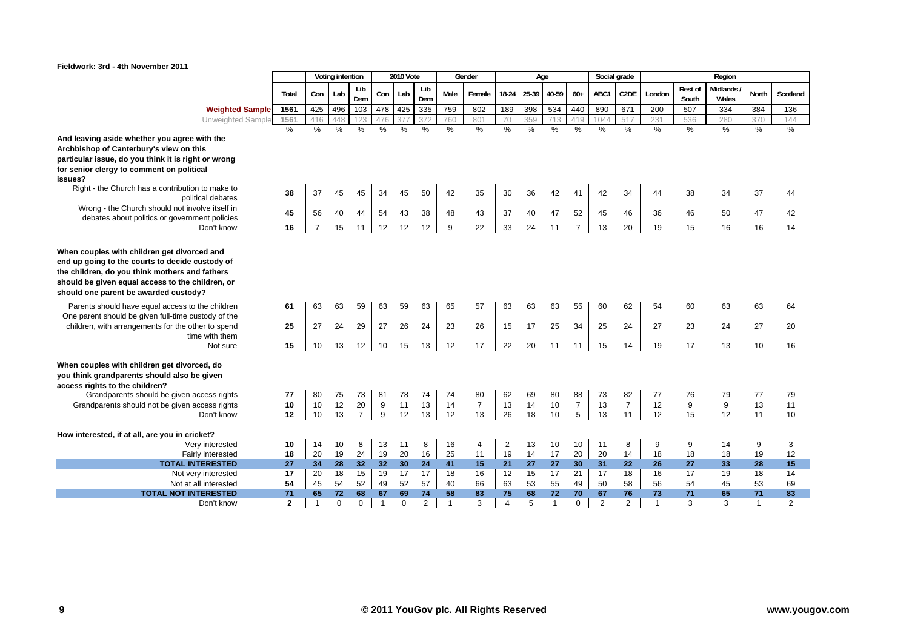Fieldwork: 3rd - 4th November 2011

| | Total | Voting intention | | | 2010 Vote | | | Gender | | Age | | | | Social grade | | Region | | | | |
|---|---|---|---|---|---|---|---|---|---|---|---|---|---|---|---|---|---|---|---|---|
| | | Con | Lab | Lib Dem | Con | Lab | Lib Dem | Male | Female | 18-24 | 25-39 | 40-59 | 60+ | ABC1 | C2DE | London | Rest of South | Midlands / Wales | North | Scotland |
| Weighted Sample | 1561 | 425 | 496 | 103 | 478 | 425 | 335 | 759 | 802 | 189 | 398 | 534 | 440 | 890 | 671 | 200 | 507 | 334 | 384 | 136 |
| Unweighted Sample | 1561 | 416 | 448 | 123 | 476 | 377 | 372 | 760 | 801 | 70 | 359 | 713 | 419 | 1044 | 517 | 231 | 536 | 280 | 370 | 144 |
| | % | % | % | % | % | % | % | % | % | % | % | % | % | % | % | % | % | % | % | % |
| **And leaving aside whether you agree with the Archbishop of Canterbury's view on this particular issue, do you think it is right or wrong for senior clergy to comment on political issues?** | | | | | | | | | | | | | | | | | | | | |
| Right - the Church has a contribution to make to political debates | 38 | 37 | 45 | 45 | 34 | 45 | 50 | 42 | 35 | 30 | 36 | 42 | 41 | 42 | 34 | 44 | 38 | 34 | 37 | 44 |
| Wrong - the Church should not involve itself in debates about politics or government policies | 45 | 56 | 40 | 44 | 54 | 43 | 38 | 48 | 43 | 37 | 40 | 47 | 52 | 45 | 46 | 36 | 46 | 50 | 47 | 42 |
| Don't know | 16 | 7 | 15 | 11 | 12 | 12 | 12 | 9 | 22 | 33 | 24 | 11 | 7 | 13 | 20 | 19 | 15 | 16 | 16 | 14 |
| **When couples with children get divorced and end up going to the courts to decide custody of the children, do you think mothers and fathers should be given equal access to the children, or should one parent be awarded custody?** | | | | | | | | | | | | | | | | | | | | |
| Parents should have equal access to the children | 61 | 63 | 63 | 59 | 63 | 59 | 63 | 65 | 57 | 63 | 63 | 63 | 55 | 60 | 62 | 54 | 60 | 63 | 63 | 64 |
| One parent should be given full-time custody of the children, with arrangements for the other to spend time with them | 25 | 27 | 24 | 29 | 27 | 26 | 24 | 23 | 26 | 15 | 17 | 25 | 34 | 25 | 24 | 27 | 23 | 24 | 27 | 20 |
| Not sure | 15 | 10 | 13 | 12 | 10 | 15 | 13 | 12 | 17 | 22 | 20 | 11 | 11 | 15 | 14 | 19 | 17 | 13 | 10 | 16 |
| **When couples with children get divorced, do you think grandparents should also be given access rights to the children?** | | | | | | | | | | | | | | | | | | | | |
| Grandparents should be given access rights | 77 | 80 | 75 | 73 | 81 | 78 | 74 | 74 | 80 | 62 | 69 | 80 | 88 | 73 | 82 | 77 | 76 | 79 | 77 | 79 |
| Grandparents should not be given access rights | 10 | 10 | 12 | 20 | 9 | 11 | 13 | 14 | 7 | 13 | 14 | 10 | 7 | 13 | 7 | 12 | 9 | 9 | 13 | 11 |
| Don't know | 12 | 10 | 13 | 7 | 9 | 12 | 13 | 12 | 13 | 26 | 18 | 10 | 5 | 13 | 11 | 12 | 15 | 12 | 11 | 10 |
| **How interested, if at all, are you in cricket?** | | | | | | | | | | | | | | | | | | | | |
| Very interested | 10 | 14 | 10 | 8 | 13 | 11 | 8 | 16 | 4 | 2 | 13 | 10 | 10 | 11 | 8 | 9 | 9 | 14 | 9 | 3 |
| Fairly interested | 18 | 20 | 19 | 24 | 19 | 20 | 16 | 25 | 11 | 19 | 14 | 17 | 20 | 20 | 14 | 18 | 18 | 18 | 19 | 12 |
| **TOTAL INTERESTED** | **27** | **34** | **28** | **32** | **32** | **30** | **24** | **41** | **15** | **21** | **27** | **27** | **30** | **31** | **22** | **26** | **27** | **33** | **28** | **15** |
| Not very interested | 17 | 20 | 18 | 15 | 19 | 17 | 17 | 18 | 16 | 12 | 15 | 17 | 21 | 17 | 18 | 16 | 17 | 19 | 18 | 14 |
| Not at all interested | 54 | 45 | 54 | 52 | 49 | 52 | 57 | 40 | 66 | 63 | 53 | 55 | 49 | 50 | 58 | 56 | 54 | 45 | 53 | 69 |
| **TOTAL NOT INTERESTED** | **71** | **65** | **72** | **68** | **67** | **69** | **74** | **58** | **83** | **75** | **68** | **72** | **70** | **67** | **76** | **73** | **71** | **65** | **71** | **83** |
| Don't know | 2 | 1 | 0 | 0 | 1 | 0 | 2 | 1 | 3 | 4 | 5 | 1 | 0 | 2 | 2 | 1 | 3 | 3 | 1 | 2 |

© 2011 YouGov plc. All Rights Reserved www.yougov.com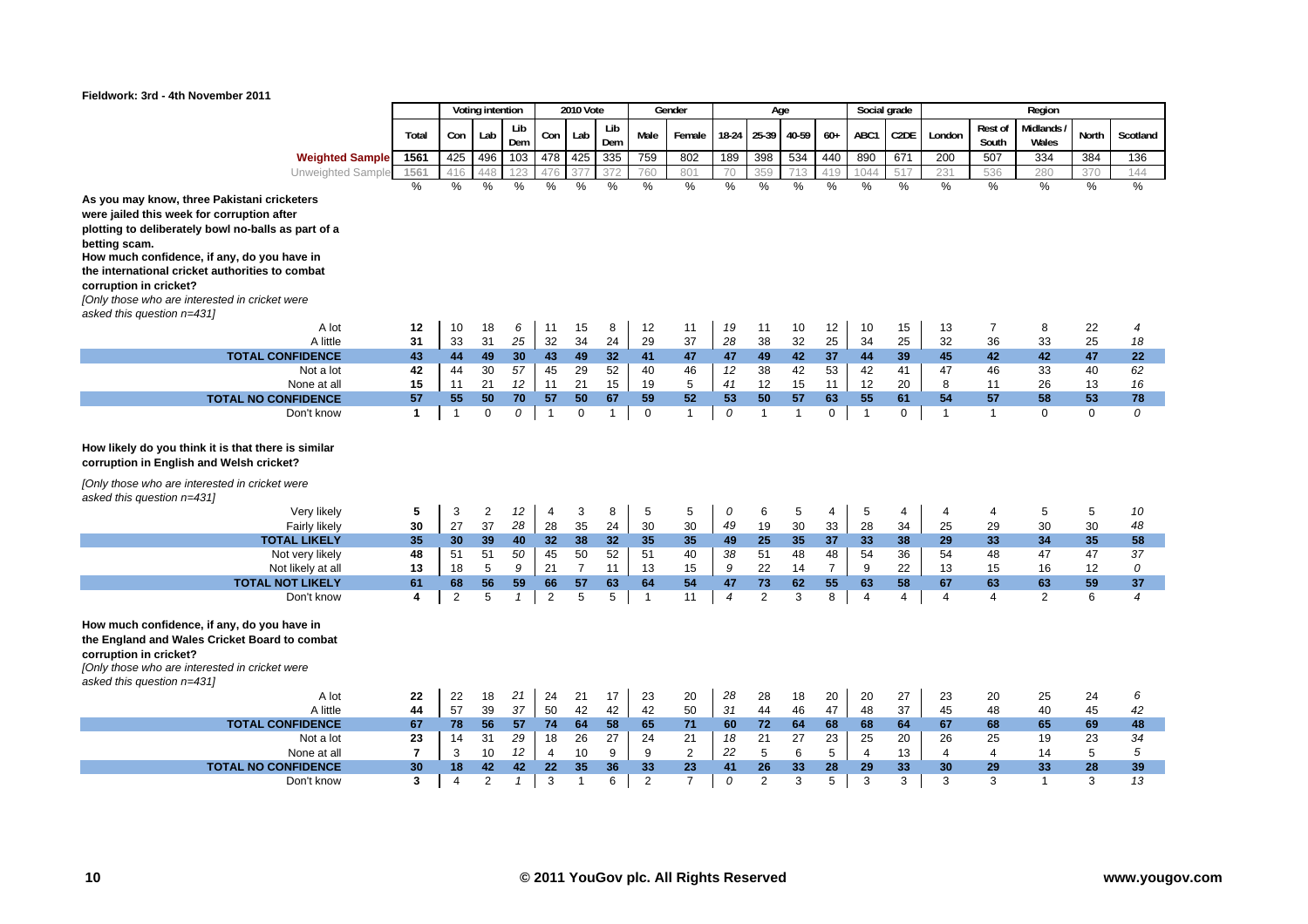**Fieldwork: 3rd - 4th November 2011**

| | Total | Voting intention | | | 2010 Vote | | | Gender | | Age | | | | Social grade | | Region | | | | |
|---|---|---|---|---|---|---|---|---|---|---|---|---|---|---|---|---|---|---|---|---|
| | | Con | Lab | Lib Dem | Con | Lab | Lib Dem | Male | Female | 18-24 | 25-39 | 40-59 | 60+ | ABC1 | C2DE | London | Rest of South | Midlands / Wales | North | Scotland |
| **Weighted Sample** | 1561 | 425 | 496 | 103 | 478 | 425 | 335 | 759 | 802 | 189 | 398 | 534 | 440 | 890 | 671 | 200 | 507 | 334 | 384 | 136 |
| Unweighted Sample | 1561 | 416 | 448 | 123 | 476 | 377 | 372 | 760 | 801 | 70 | 359 | 713 | 419 | 1044 | 517 | 231 | 536 | 280 | 370 | 144 |
| | % | % | % | % | % | % | % | % | % | % | % | % | % | % | % | % | % | % | % | % |
| **As you may know, three Pakistani cricketers were jailed this week for corruption after plotting to deliberately bowl no-balls as part of a betting scam. How much confidence, if any, do you have in the international cricket authorities to combat corruption in cricket?** *[Only those who are interested in cricket were asked this question n=431]* | | | | | | | | | | | | | | | | | | | | |
| A lot | 12 | 10 | 18 | 6 | 11 | 15 | 8 | 12 | 11 | 19 | 11 | 10 | 12 | 10 | 15 | 13 | 7 | 8 | 22 | 4 |
| A little | 31 | 33 | 31 | 25 | 32 | 34 | 24 | 29 | 37 | 28 | 38 | 32 | 25 | 34 | 25 | 32 | 36 | 33 | 25 | 18 |
| **TOTAL CONFIDENCE** | **43** | **44** | **49** | **30** | **43** | **49** | **32** | **41** | **47** | **47** | **49** | **42** | **37** | **44** | **39** | **45** | **42** | **42** | **47** | **22** |
| Not a lot | 42 | 44 | 30 | 57 | 45 | 29 | 52 | 40 | 46 | 12 | 38 | 42 | 53 | 42 | 41 | 47 | 46 | 33 | 40 | 62 |
| None at all | 15 | 11 | 21 | 12 | 11 | 21 | 15 | 19 | 5 | 41 | 12 | 15 | 11 | 12 | 20 | 8 | 11 | 26 | 13 | 16 |
| **TOTAL NO CONFIDENCE** | **57** | **55** | **50** | **70** | **57** | **50** | **67** | **59** | **52** | **53** | **50** | **57** | **63** | **55** | **61** | **54** | **57** | **58** | **53** | **78** |
| Don't know | 1 | 1 | 0 | 0 | 1 | 0 | 1 | 0 | 1 | 0 | 1 | 1 | 0 | 1 | 0 | 1 | 1 | 0 | 0 | 0 |
| **How likely do you think it is that there is similar corruption in English and Welsh cricket?** *[Only those who are interested in cricket were asked this question n=431]* | | | | | | | | | | | | | | | | | | | | |
| Very likely | 5 | 3 | 2 | 12 | 4 | 3 | 8 | 5 | 5 | 0 | 6 | 5 | 4 | 5 | 4 | 4 | 4 | 5 | 5 | 10 |
| Fairly likely | 30 | 27 | 37 | 28 | 28 | 35 | 24 | 30 | 30 | 49 | 19 | 30 | 33 | 28 | 34 | 25 | 29 | 30 | 30 | 48 |
| **TOTAL LIKELY** | **35** | **30** | **39** | **40** | **32** | **38** | **32** | **35** | **35** | **49** | **25** | **35** | **37** | **33** | **38** | **29** | **33** | **34** | **35** | **58** |
| Not very likely | 48 | 51 | 51 | 50 | 45 | 50 | 52 | 51 | 40 | 38 | 51 | 48 | 48 | 54 | 36 | 54 | 48 | 47 | 47 | 37 |
| Not likely at all | 13 | 18 | 5 | 9 | 21 | 7 | 11 | 13 | 15 | 9 | 22 | 14 | 7 | 9 | 22 | 13 | 15 | 16 | 12 | 0 |
| **TOTAL NOT LIKELY** | **61** | **68** | **56** | **59** | **66** | **57** | **63** | **64** | **54** | **47** | **73** | **62** | **55** | **63** | **58** | **67** | **63** | **63** | **59** | **37** |
| Don't know | 4 | 2 | 5 | 1 | 2 | 5 | 5 | 1 | 11 | 4 | 2 | 3 | 8 | 4 | 4 | 4 | 4 | 2 | 6 | 4 |
| **How much confidence, if any, do you have in the England and Wales Cricket Board to combat corruption in cricket?** *[Only those who are interested in cricket were asked this question n=431]* | | | | | | | | | | | | | | | | | | | | |
| A lot | 22 | 22 | 18 | 21 | 24 | 21 | 17 | 23 | 20 | 28 | 28 | 18 | 20 | 20 | 27 | 23 | 20 | 25 | 24 | 6 |
| A little | 44 | 57 | 39 | 37 | 50 | 42 | 42 | 42 | 50 | 31 | 44 | 46 | 47 | 48 | 37 | 45 | 48 | 40 | 45 | 42 |
| **TOTAL CONFIDENCE** | **67** | **78** | **56** | **57** | **74** | **64** | **58** | **65** | **71** | **60** | **72** | **64** | **68** | **68** | **64** | **67** | **68** | **65** | **69** | **48** |
| Not a lot | 23 | 14 | 31 | 29 | 18 | 26 | 27 | 24 | 21 | 18 | 21 | 27 | 23 | 25 | 20 | 26 | 25 | 19 | 23 | 34 |
| None at all | 7 | 3 | 10 | 12 | 4 | 10 | 9 | 9 | 2 | 22 | 5 | 6 | 5 | 4 | 13 | 4 | 4 | 14 | 5 | 5 |
| **TOTAL NO CONFIDENCE** | **30** | **18** | **42** | **42** | **22** | **35** | **36** | **33** | **23** | **41** | **26** | **33** | **28** | **29** | **33** | **30** | **29** | **33** | **28** | **39** |
| Don't know | 3 | 4 | 2 | 1 | 3 | 1 | 6 | 2 | 7 | 0 | 2 | 3 | 5 | 3 | 3 | 3 | 3 | 1 | 3 | 13 |

© 2011 YouGov plc. All Rights Reserved

www.yougov.com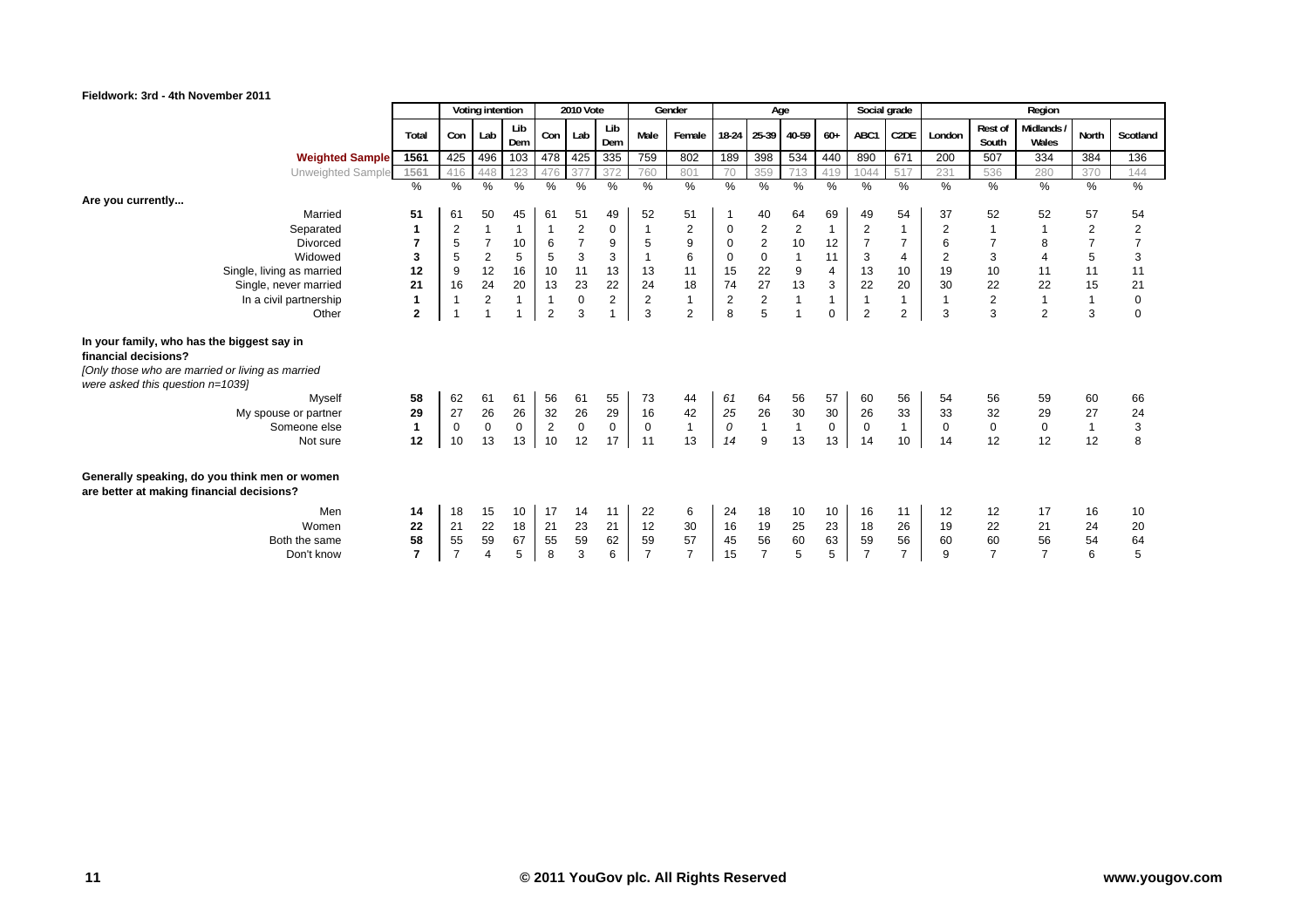**Fieldwork: 3rd - 4th November 2011**

| | | Voting intention | | | 2010 Vote | | | Gender | | Age | | | | Social grade | | Region | | | | |
|---|---|---|---|---|---|---|---|---|---|---|---|---|---|---|---|---|---|---|---|---|
| | Total | Con | Lab | Lib Dem | Con | Lab | Lib Dem | Male | Female | 18-24 | 25-39 | 40-59 | 60+ | ABC1 | C2DE | London | Rest of South | Midlands / Wales | North | Scotland |
| **Weighted Sample** | 1561 | 425 | 496 | 103 | 478 | 425 | 335 | 759 | 802 | 189 | 398 | 534 | 440 | 890 | 671 | 200 | 507 | 334 | 384 | 136 |
| Unweighted Sample | 1561 | 416 | 448 | 123 | 476 | 377 | 372 | 760 | 801 | 70 | 359 | 713 | 419 | 1044 | 517 | 231 | 536 | 280 | 370 | 144 |
| | % | % | % | % | % | % | % | % | % | % | % | % | % | % | % | % | % | % | % | % |
| **Are you currently...** | | | | | | | | | | | | | | | | | | | | |
| Married | 51 | 61 | 50 | 45 | 61 | 51 | 49 | 52 | 51 | 1 | 40 | 64 | 69 | 49 | 54 | 37 | 52 | 52 | 57 | 54 |
| Separated | 1 | 2 | 1 | 1 | 1 | 2 | 0 | 1 | 2 | 0 | 2 | 2 | 1 | 2 | 1 | 2 | 1 | 1 | 2 | 2 |
| Divorced | 7 | 5 | 7 | 10 | 6 | 7 | 9 | 5 | 9 | 0 | 2 | 10 | 12 | 7 | 7 | 6 | 7 | 8 | 7 | 7 |
| Widowed | 3 | 5 | 2 | 5 | 5 | 3 | 3 | 1 | 6 | 0 | 0 | 1 | 11 | 3 | 4 | 2 | 3 | 4 | 5 | 3 |
| Single, living as married | 12 | 9 | 12 | 16 | 10 | 11 | 13 | 13 | 11 | 15 | 22 | 9 | 4 | 13 | 10 | 19 | 10 | 11 | 11 | 11 |
| Single, never married | 21 | 16 | 24 | 20 | 13 | 23 | 22 | 24 | 18 | 74 | 27 | 13 | 3 | 22 | 20 | 30 | 22 | 22 | 15 | 21 |
| In a civil partnership | 1 | 1 | 2 | 1 | 1 | 0 | 2 | 2 | 1 | 2 | 2 | 1 | 1 | 1 | 1 | 1 | 2 | 1 | 1 | 0 |
| Other | 2 | 1 | 1 | 1 | 2 | 3 | 1 | 3 | 2 | 8 | 5 | 1 | 0 | 2 | 2 | 3 | 3 | 2 | 3 | 0 |
| **In your family, who has the biggest say in financial decisions?** *[Only those who are married or living as married were asked this question n=1039]* | | | | | | | | | | | | | | | | | | | | |
| Myself | 58 | 62 | 61 | 61 | 56 | 61 | 55 | 73 | 44 | *61* | 64 | 56 | 57 | 60 | 56 | 54 | 56 | 59 | 60 | 66 |
| My spouse or partner | 29 | 27 | 26 | 26 | 32 | 26 | 29 | 16 | 42 | *25* | 26 | 30 | 30 | 26 | 33 | 33 | 32 | 29 | 27 | 24 |
| Someone else | 1 | 0 | 0 | 0 | 2 | 0 | 0 | 0 | 1 | *0* | 1 | 1 | 0 | 0 | 1 | 0 | 0 | 0 | 1 | 3 |
| Not sure | 12 | 10 | 13 | 13 | 10 | 12 | 17 | 11 | 13 | *14* | 9 | 13 | 13 | 14 | 10 | 14 | 12 | 12 | 12 | 8 |
| **Generally speaking, do you think men or women are better at making financial decisions?** | | | | | | | | | | | | | | | | | | | | |
| Men | 14 | 18 | 15 | 10 | 17 | 14 | 11 | 22 | 6 | 24 | 18 | 10 | 10 | 16 | 11 | 12 | 12 | 17 | 16 | 10 |
| Women | 22 | 21 | 22 | 18 | 21 | 23 | 21 | 12 | 30 | 16 | 19 | 25 | 23 | 18 | 26 | 19 | 22 | 21 | 24 | 20 |
| Both the same | 58 | 55 | 59 | 67 | 55 | 59 | 62 | 59 | 57 | 45 | 56 | 60 | 63 | 59 | 56 | 60 | 60 | 56 | 54 | 64 |
| Don't know | 7 | 7 | 4 | 5 | 8 | 3 | 6 | 7 | 7 | 15 | 7 | 5 | 5 | 7 | 7 | 9 | 7 | 7 | 6 | 5 |

**© 2011 YouGov plc. All Rights Reserved**

www.yougov.com